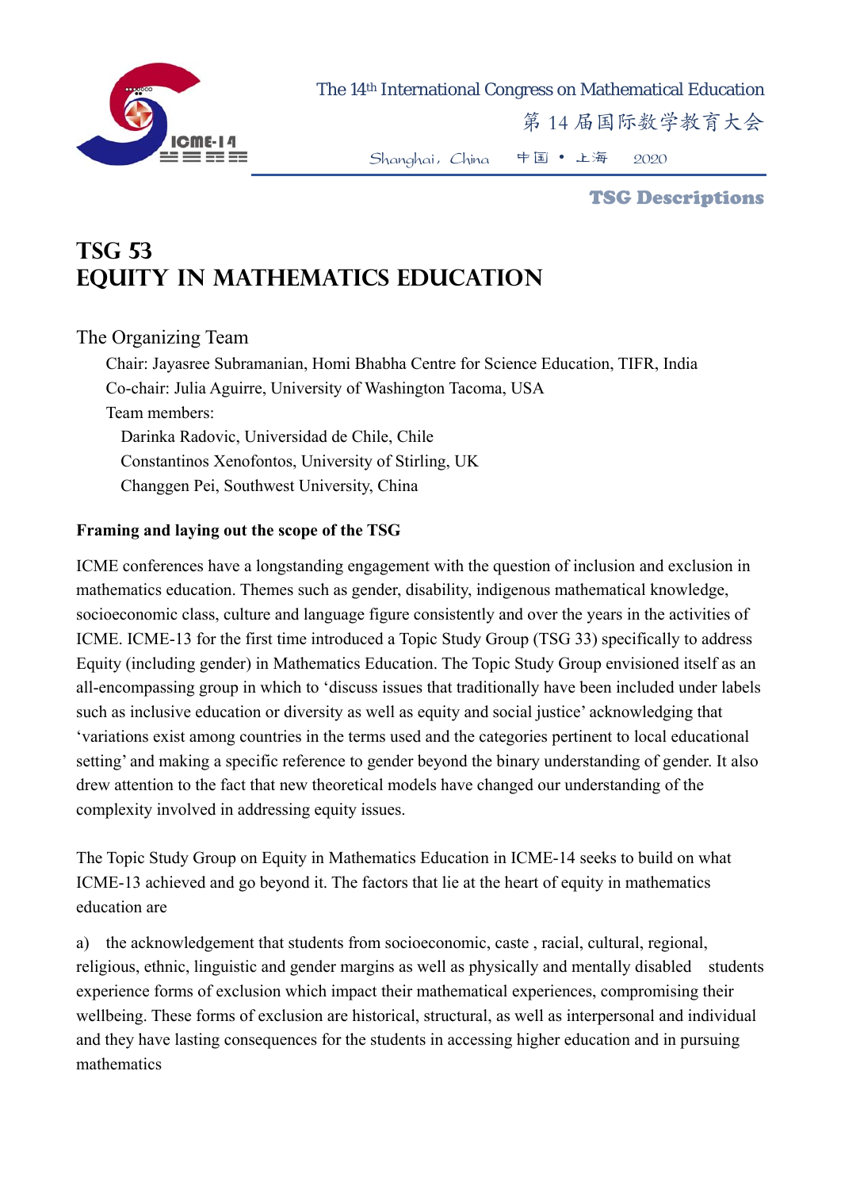# TSG 53
# EQUITY IN MATHEMATICS EDUCATION

## The Organizing Team

Chair: Jayasree Subramanian, Homi Bhabha Centre for Science Education, TIFR, India
Co-chair: Julia Aguirre, University of Washington Tacoma, USA
Team members:
Darinka Radovic, Universidad de Chile, Chile
Constantinos Xenofontos, University of Stirling, UK
Changgen Pei, Southwest University, China

**Framing and laying out the scope of the TSG**

ICME conferences have a longstanding engagement with the question of inclusion and exclusion in mathematics education. Themes such as gender, disability, indigenous mathematical knowledge, socioeconomic class, culture and language figure consistently and over the years in the activities of ICME. ICME-13 for the first time introduced a Topic Study Group (TSG 33) specifically to address Equity (including gender) in Mathematics Education. The Topic Study Group envisioned itself as an all-encompassing group in which to 'discuss issues that traditionally have been included under labels such as inclusive education or diversity as well as equity and social justice' acknowledging that 'variations exist among countries in the terms used and the categories pertinent to local educational setting' and making a specific reference to gender beyond the binary understanding of gender. It also drew attention to the fact that new theoretical models have changed our understanding of the complexity involved in addressing equity issues.

The Topic Study Group on Equity in Mathematics Education in ICME-14 seeks to build on what ICME-13 achieved and go beyond it. The factors that lie at the heart of equity in mathematics education are

a) the acknowledgement that students from socioeconomic, caste , racial, cultural, regional, religious, ethnic, linguistic and gender margins as well as physically and mentally disabled students experience forms of exclusion which impact their mathematical experiences, compromising their wellbeing. These forms of exclusion are historical, structural, as well as interpersonal and individual and they have lasting consequences for the students in accessing higher education and in pursuing mathematics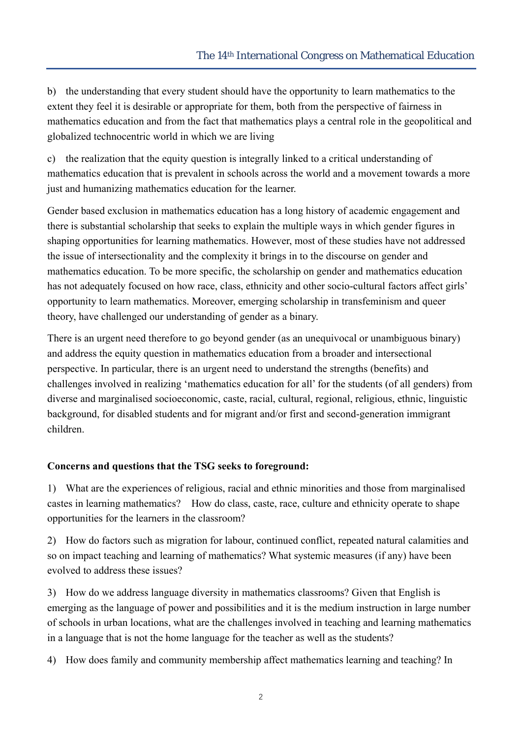b) the understanding that every student should have the opportunity to learn mathematics to the extent they feel it is desirable or appropriate for them, both from the perspective of fairness in mathematics education and from the fact that mathematics plays a central role in the geopolitical and globalized technocentric world in which we are living

c) the realization that the equity question is integrally linked to a critical understanding of mathematics education that is prevalent in schools across the world and a movement towards a more just and humanizing mathematics education for the learner.

Gender based exclusion in mathematics education has a long history of academic engagement and there is substantial scholarship that seeks to explain the multiple ways in which gender figures in shaping opportunities for learning mathematics. However, most of these studies have not addressed the issue of intersectionality and the complexity it brings in to the discourse on gender and mathematics education. To be more specific, the scholarship on gender and mathematics education has not adequately focused on how race, class, ethnicity and other socio-cultural factors affect girls' opportunity to learn mathematics. Moreover, emerging scholarship in transfeminism and queer theory, have challenged our understanding of gender as a binary.

There is an urgent need therefore to go beyond gender (as an unequivocal or unambiguous binary) and address the equity question in mathematics education from a broader and intersectional perspective. In particular, there is an urgent need to understand the strengths (benefits) and challenges involved in realizing 'mathematics education for all' for the students (of all genders) from diverse and marginalised socioeconomic, caste, racial, cultural, regional, religious, ethnic, linguistic background, for disabled students and for migrant and/or first and second-generation immigrant children.

**Concerns and questions that the TSG seeks to foreground:**

1) What are the experiences of religious, racial and ethnic minorities and those from marginalised castes in learning mathematics? How do class, caste, race, culture and ethnicity operate to shape opportunities for the learners in the classroom?

2) How do factors such as migration for labour, continued conflict, repeated natural calamities and so on impact teaching and learning of mathematics? What systemic measures (if any) have been evolved to address these issues?

3) How do we address language diversity in mathematics classrooms? Given that English is emerging as the language of power and possibilities and it is the medium instruction in large number of schools in urban locations, what are the challenges involved in teaching and learning mathematics in a language that is not the home language for the teacher as well as the students?

4) How does family and community membership affect mathematics learning and teaching? In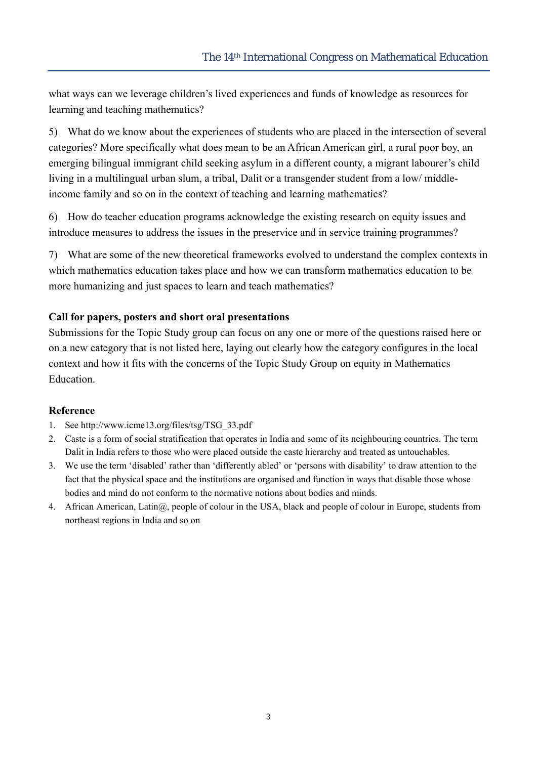what ways can we leverage children's lived experiences and funds of knowledge as resources for learning and teaching mathematics?

5) What do we know about the experiences of students who are placed in the intersection of several categories? More specifically what does mean to be an African American girl, a rural poor boy, an emerging bilingual immigrant child seeking asylum in a different county, a migrant labourer's child living in a multilingual urban slum, a tribal, Dalit or a transgender student from a low/ middle-income family and so on in the context of teaching and learning mathematics?

6) How do teacher education programs acknowledge the existing research on equity issues and introduce measures to address the issues in the preservice and in service training programmes?

7) What are some of the new theoretical frameworks evolved to understand the complex contexts in which mathematics education takes place and how we can transform mathematics education to be more humanizing and just spaces to learn and teach mathematics?

**Call for papers, posters and short oral presentations**

Submissions for the Topic Study group can focus on any one or more of the questions raised here or on a new category that is not listed here, laying out clearly how the category configures in the local context and how it fits with the concerns of the Topic Study Group on equity in Mathematics Education.

**Reference**

1. See http://www.icme13.org/files/tsg/TSG_33.pdf
2. Caste is a form of social stratification that operates in India and some of its neighbouring countries. The term Dalit in India refers to those who were placed outside the caste hierarchy and treated as untouchables.
3. We use the term 'disabled' rather than 'differently abled' or 'persons with disability' to draw attention to the fact that the physical space and the institutions are organised and function in ways that disable those whose bodies and mind do not conform to the normative notions about bodies and minds.
4. African American, Latin@, people of colour in the USA, black and people of colour in Europe, students from northeast regions in India and so on